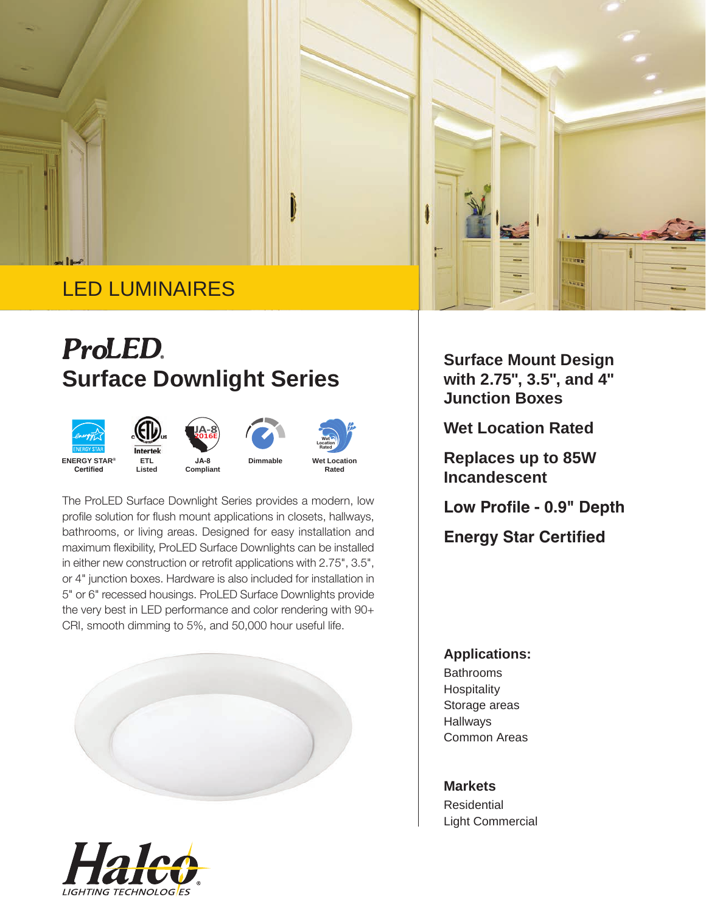LED LUMINAIRES

# ProLED.

## Surface Downlight Series

ENERGY STAR® Certified | ETL Listed | JA-8 Compliant | Dimmable | Wet Location Rated

The ProLED Surface Downlight Series provides a modern, low profile solution for flush mount applications in closets, hallways, bathrooms, or living areas. Designed for easy installation and maximum flexibility, ProLED Surface Downlights can be installed in either new construction or retrofit applications with 2.75", 3.5", or 4" junction boxes. Hardware is also included for installation in 5" or 6" recessed housings. ProLED Surface Downlights provide the very best in LED performance and color rendering with 90+ CRI, smooth dimming to 5%, and 50,000 hour useful life.

**Surface Mount Design with 2.75", 3.5", and 4" Junction Boxes**

**Wet Location Rated**

**Replaces up to 85W Incandescent**

**Low Profile - 0.9" Depth**

**Energy Star Certified**

### Applications:

Bathrooms
Hospitality
Storage areas
Hallways
Common Areas

### Markets

Residential
Light Commercial

Halco® LIGHTING TECHNOLOGIES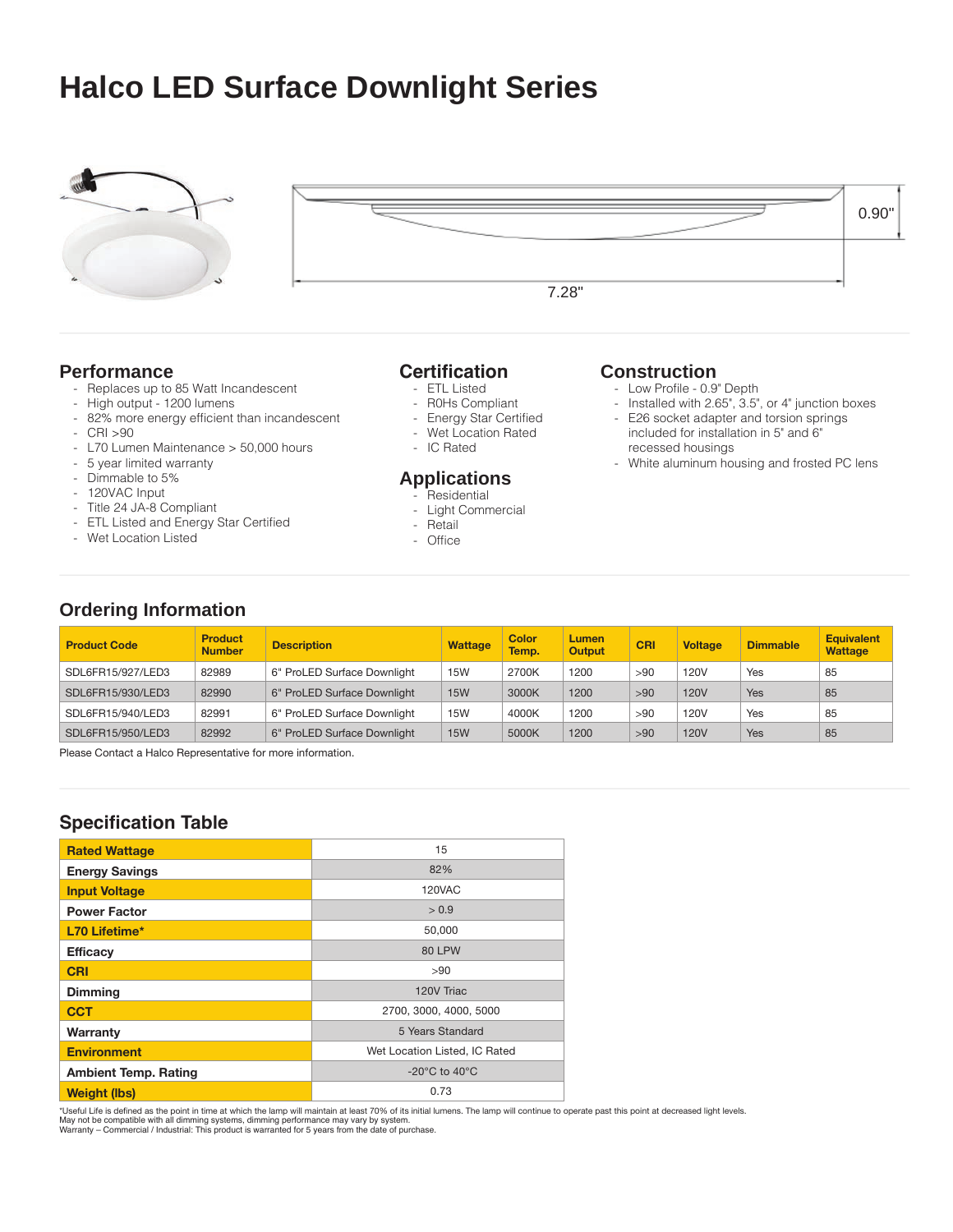# Halco LED Surface Downlight Series

0.90"

7.28"

## Performance

- Replaces up to 85 Watt Incandescent
- High output - 1200 lumens
- 82% more energy efficient than incandescent
- CRI >90
- L70 Lumen Maintenance > 50,000 hours
- 5 year limited warranty
- Dimmable to 5%
- 120VAC Input
- Title 24 JA-8 Compliant
- ETL Listed and Energy Star Certified
- Wet Location Listed

## Certification

- ETL Listed
- R0Hs Compliant
- Energy Star Certified
- Wet Location Rated
- IC Rated

## Applications

- Residential
- Light Commercial
- Retail
- Office

## Construction

- Low Profile - 0.9" Depth
- Installed with 2.65", 3.5", or 4" junction boxes
- E26 socket adapter and torsion springs included for installation in 5" and 6" recessed housings
- White aluminum housing and frosted PC lens

## Ordering Information

| Product Code | Product Number | Description | Wattage | Color Temp. | Lumen Output | CRI | Voltage | Dimmable | Equivalent Wattage |
|---|---|---|---|---|---|---|---|---|---|
| SDL6FR15/927/LED3 | 82989 | 6" ProLED Surface Downlight | 15W | 2700K | 1200 | >90 | 120V | Yes | 85 |
| SDL6FR15/930/LED3 | 82990 | 6" ProLED Surface Downlight | 15W | 3000K | 1200 | >90 | 120V | Yes | 85 |
| SDL6FR15/940/LED3 | 82991 | 6" ProLED Surface Downlight | 15W | 4000K | 1200 | >90 | 120V | Yes | 85 |
| SDL6FR15/950/LED3 | 82992 | 6" ProLED Surface Downlight | 15W | 5000K | 1200 | >90 | 120V | Yes | 85 |

Please Contact a Halco Representative for more information.

## Specification Table

| | |
|---|---|
| **Rated Wattage** | 15 |
| **Energy Savings** | 82% |
| **Input Voltage** | 120VAC |
| **Power Factor** | > 0.9 |
| **L70 Lifetime*** | 50,000 |
| **Efficacy** | 80 LPW |
| **CRI** | >90 |
| **Dimming** | 120V Triac |
| **CCT** | 2700, 3000, 4000, 5000 |
| **Warranty** | 5 Years Standard |
| **Environment** | Wet Location Listed, IC Rated |
| **Ambient Temp. Rating** | -20°C to 40°C |
| **Weight (lbs)** | 0.73 |

*Useful Life is defined as the point in time at which the lamp will maintain at least 70% of its initial lumens. The lamp will continue to operate past this point at decreased light levels.
May not be compatible with all dimming systems, dimming performance may vary by system.
Warranty – Commercial / Industrial: This product is warranted for 5 years from the date of purchase.